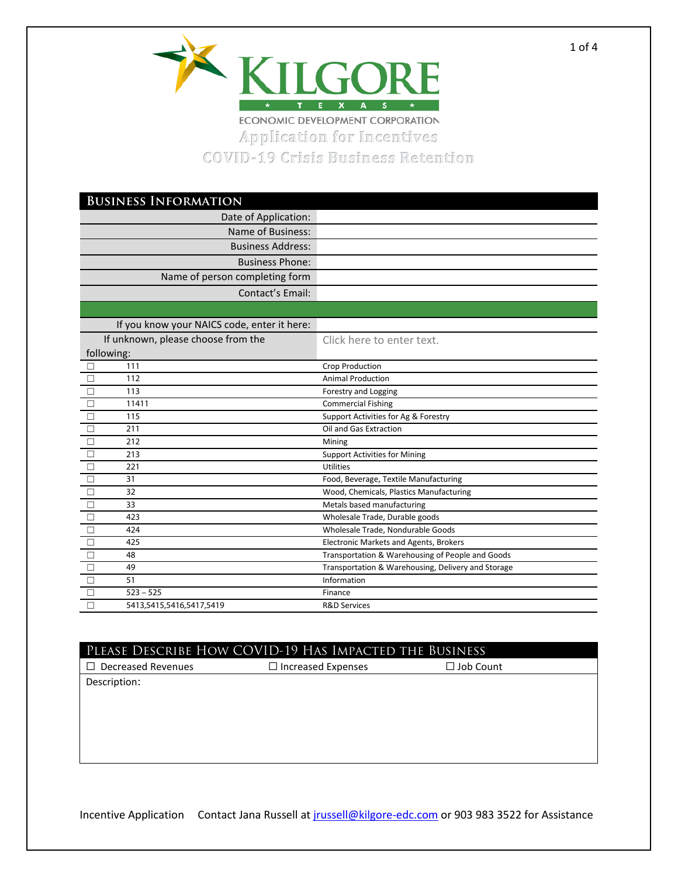# KILGORE

★ T E X A S ★

ECONOMIC DEVELOPMENT CORPORATION

## Application for Incentives

## COVID-19 Crisis Business Retention

## Business Information

| | |
|---|---|
| Date of Application: | |
| Name of Business: | |
| Business Address: | |
| Business Phone: | |
| Name of person completing form | |
| Contact's Email: | |

| | | |
|---|---|---|
| If you know your NAICS code, enter it here: | | |
| If unknown, please choose from the following: | | Click here to enter text. |
| ☐ | 111 | Crop Production |
| ☐ | 112 | Animal Production |
| ☐ | 113 | Forestry and Logging |
| ☐ | 11411 | Commercial Fishing |
| ☐ | 115 | Support Activities for Ag & Forestry |
| ☐ | 211 | Oil and Gas Extraction |
| ☐ | 212 | Mining |
| ☐ | 213 | Support Activities for Mining |
| ☐ | 221 | Utilities |
| ☐ | 31 | Food, Beverage, Textile Manufacturing |
| ☐ | 32 | Wood, Chemicals, Plastics Manufacturing |
| ☐ | 33 | Metals based manufacturing |
| ☐ | 423 | Wholesale Trade, Durable goods |
| ☐ | 424 | Wholesale Trade, Nondurable Goods |
| ☐ | 425 | Electronic Markets and Agents, Brokers |
| ☐ | 48 | Transportation & Warehousing of People and Goods |
| ☐ | 49 | Transportation & Warehousing, Delivery and Storage |
| ☐ | 51 | Information |
| ☐ | 523 – 525 | Finance |
| ☐ | 5413,5415,5416,5417,5419 | R&D Services |

## Please Describe How COVID-19 Has Impacted the Business

☐ Decreased Revenues ☐ Increased Expenses ☐ Job Count

Description:

Incentive Application Contact Jana Russell at jrussell@kilgore-edc.com or 903 983 3522 for Assistance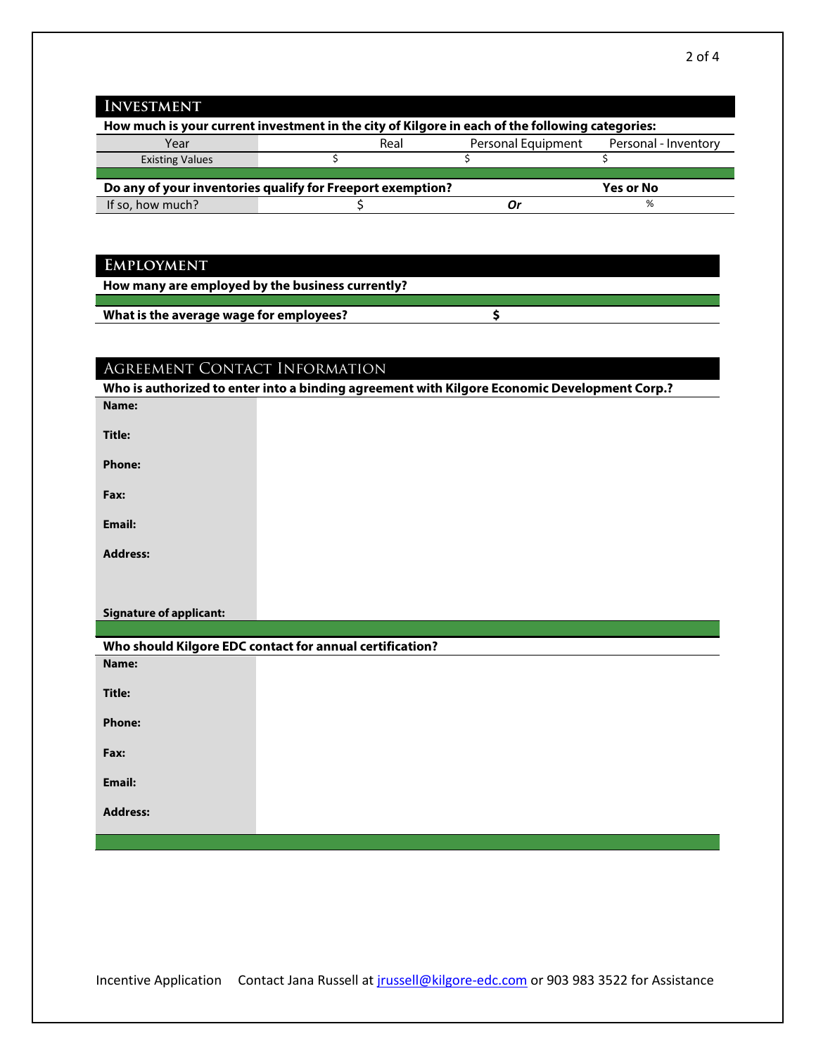## Investment

**How much is your current investment in the city of Kilgore in each of the following categories:**

| Year | Real | Personal Equipment | Personal - Inventory |
| --- | --- | --- | --- |
| Existing Values | $ | $ | $ |

| **Do any of your inventories qualify for Freeport exemption?** | | | **Yes or No** |
| --- | --- | --- | --- |
| If so, how much? | $ | ***Or*** | % |

## Employment

**How many are employed by the business currently?**

**What is the average wage for employees?** **$**

## Agreement Contact Information

**Who is authorized to enter into a binding agreement with Kilgore Economic Development Corp.?**

| | |
| --- | --- |
| **Name:** | |
| **Title:** | |
| **Phone:** | |
| **Fax:** | |
| **Email:** | |
| **Address:** | |
| **Signature of applicant:** | |

**Who should Kilgore EDC contact for annual certification?**

| | |
| --- | --- |
| **Name:** | |
| **Title:** | |
| **Phone:** | |
| **Fax:** | |
| **Email:** | |
| **Address:** | |

Incentive Application Contact Jana Russell at jrussell@kilgore-edc.com or 903 983 3522 for Assistance